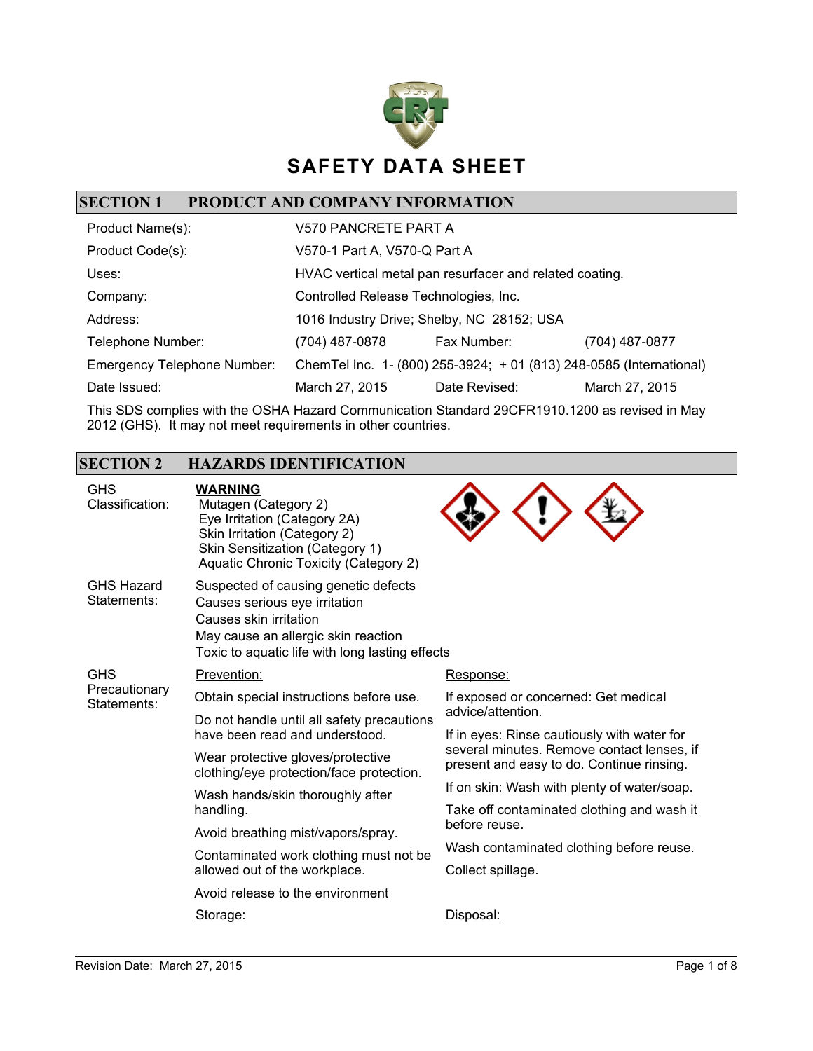# SAFETY DATA SHEET

## SECTION 1 PRODUCT AND COMPANY INFORMATION

| | | | |
|---|---|---|---|
| Product Name(s): | V570 PANCRETE PART A | | |
| Product Code(s): | V570-1 Part A, V570-Q Part A | | |
| Uses: | HVAC vertical metal pan resurfacer and related coating. | | |
| Company: | Controlled Release Technologies, Inc. | | |
| Address: | 1016 Industry Drive; Shelby, NC 28152; USA | | |
| Telephone Number: | (704) 487-0878 | Fax Number: | (704) 487-0877 |
| Emergency Telephone Number: | ChemTel Inc. 1- (800) 255-3924; + 01 (813) 248-0585 (International) | | |
| Date Issued: | March 27, 2015 | Date Revised: | March 27, 2015 |

This SDS complies with the OSHA Hazard Communication Standard 29CFR1910.1200 as revised in May 2012 (GHS). It may not meet requirements in other countries.

## SECTION 2 HAZARDS IDENTIFICATION

**GHS Classification:**

**WARNING**

- Mutagen (Category 2)
- Eye Irritation (Category 2A)
- Skin Irritation (Category 2)
- Skin Sensitization (Category 1)
- Aquatic Chronic Toxicity (Category 2)

**GHS Hazard Statements:**

- Suspected of causing genetic defects
- Causes serious eye irritation
- Causes skin irritation
- May cause an allergic skin reaction
- Toxic to aquatic life with long lasting effects

**GHS Precautionary Statements:**

Prevention:

- Obtain special instructions before use.
- Do not handle until all safety precautions have been read and understood.
- Wear protective gloves/protective clothing/eye protection/face protection.
- Wash hands/skin thoroughly after handling.
- Avoid breathing mist/vapors/spray.
- Contaminated work clothing must not be allowed out of the workplace.
- Avoid release to the environment

Response:

- If exposed or concerned: Get medical advice/attention.
- If in eyes: Rinse cautiously with water for several minutes. Remove contact lenses, if present and easy to do. Continue rinsing.
- If on skin: Wash with plenty of water/soap.
- Take off contaminated clothing and wash it before reuse.
- Wash contaminated clothing before reuse.
- Collect spillage.

Storage:

Disposal: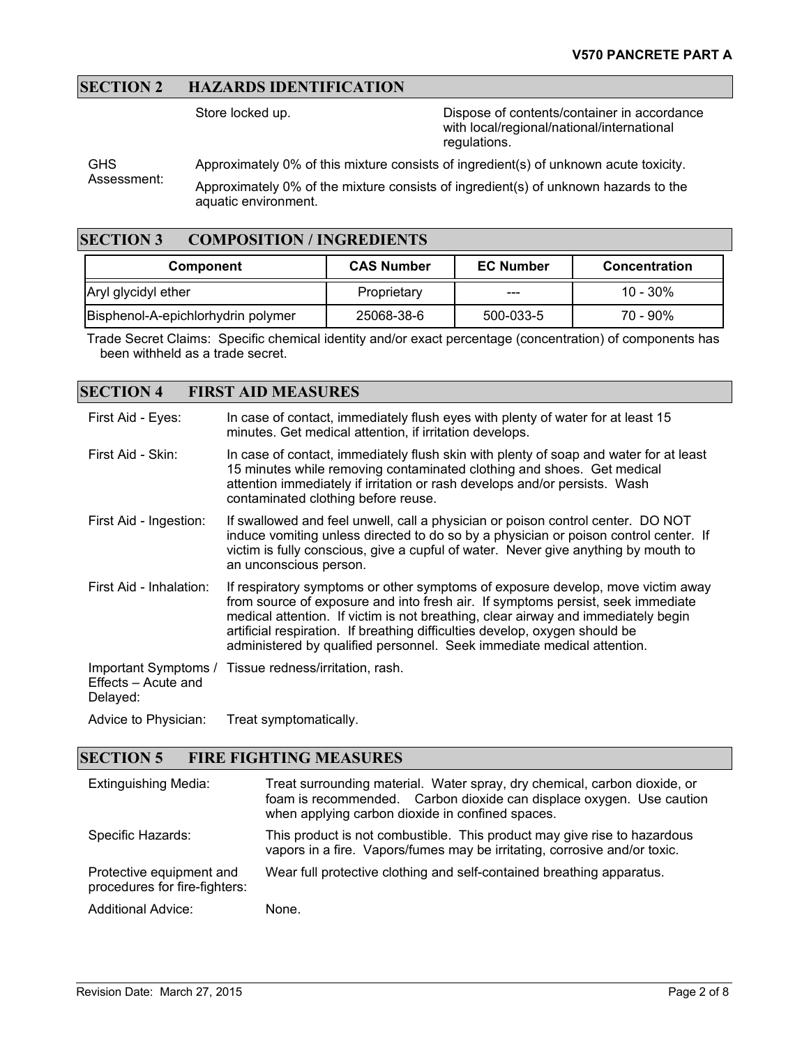## SECTION 2 HAZARDS IDENTIFICATION

Store locked up.

Dispose of contents/container in accordance with local/regional/national/international regulations.

GHS Assessment:

Approximately 0% of this mixture consists of ingredient(s) of unknown acute toxicity.

Approximately 0% of the mixture consists of ingredient(s) of unknown hazards to the aquatic environment.

## SECTION 3 COMPOSITION / INGREDIENTS

| Component | CAS Number | EC Number | Concentration |
| --- | --- | --- | --- |
| Aryl glycidyl ether | Proprietary | --- | 10 - 30% |
| Bisphenol-A-epichlorhydrin polymer | 25068-38-6 | 500-033-5 | 70 - 90% |

Trade Secret Claims: Specific chemical identity and/or exact percentage (concentration) of components has been withheld as a trade secret.

## SECTION 4 FIRST AID MEASURES

**First Aid - Eyes:** In case of contact, immediately flush eyes with plenty of water for at least 15 minutes. Get medical attention, if irritation develops.

**First Aid - Skin:** In case of contact, immediately flush skin with plenty of soap and water for at least 15 minutes while removing contaminated clothing and shoes. Get medical attention immediately if irritation or rash develops and/or persists. Wash contaminated clothing before reuse.

**First Aid - Ingestion:** If swallowed and feel unwell, call a physician or poison control center. DO NOT induce vomiting unless directed to do so by a physician or poison control center. If victim is fully conscious, give a cupful of water. Never give anything by mouth to an unconscious person.

**First Aid - Inhalation:** If respiratory symptoms or other symptoms of exposure develop, move victim away from source of exposure and into fresh air. If symptoms persist, seek immediate medical attention. If victim is not breathing, clear airway and immediately begin artificial respiration. If breathing difficulties develop, oxygen should be administered by qualified personnel. Seek immediate medical attention.

**Important Symptoms / Effects – Acute and Delayed:** Tissue redness/irritation, rash.

**Advice to Physician:** Treat symptomatically.

## SECTION 5 FIRE FIGHTING MEASURES

**Extinguishing Media:** Treat surrounding material. Water spray, dry chemical, carbon dioxide, or foam is recommended. Carbon dioxide can displace oxygen. Use caution when applying carbon dioxide in confined spaces.

**Specific Hazards:** This product is not combustible. This product may give rise to hazardous vapors in a fire. Vapors/fumes may be irritating, corrosive and/or toxic.

**Protective equipment and procedures for fire-fighters:** Wear full protective clothing and self-contained breathing apparatus.

**Additional Advice:** None.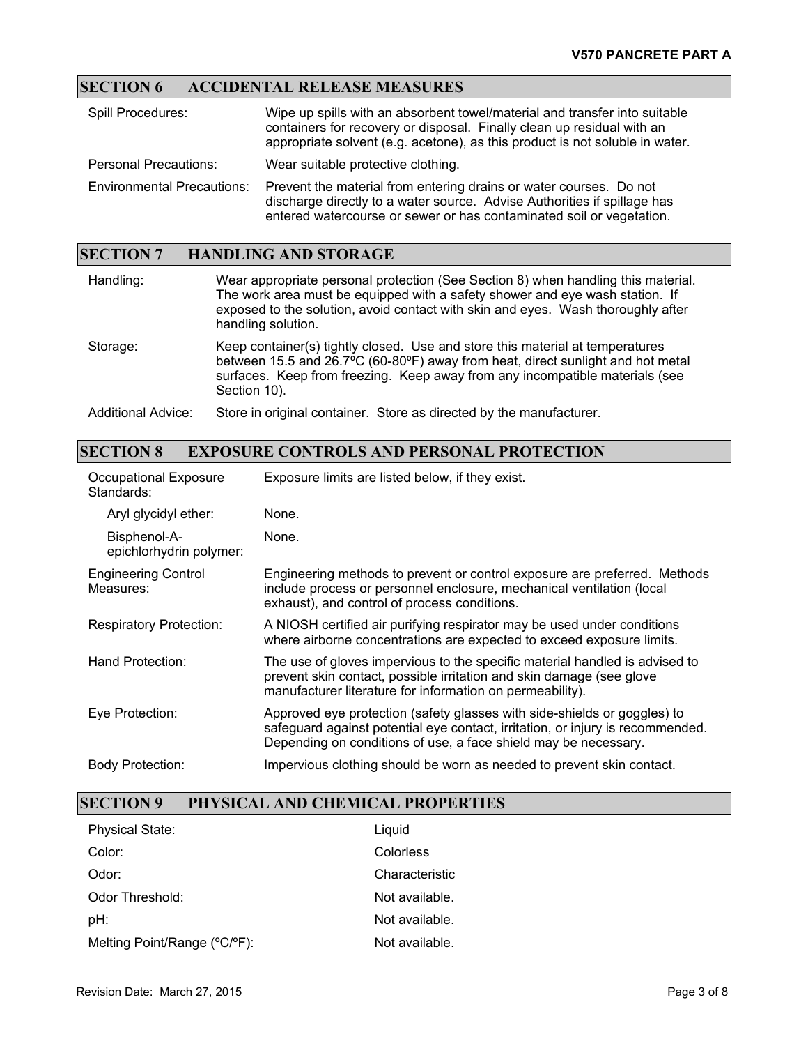## SECTION 6 ACCIDENTAL RELEASE MEASURES

| | |
|---|---|
| Spill Procedures: | Wipe up spills with an absorbent towel/material and transfer into suitable containers for recovery or disposal. Finally clean up residual with an appropriate solvent (e.g. acetone), as this product is not soluble in water. |
| Personal Precautions: | Wear suitable protective clothing. |
| Environmental Precautions: | Prevent the material from entering drains or water courses. Do not discharge directly to a water source. Advise Authorities if spillage has entered watercourse or sewer or has contaminated soil or vegetation. |

## SECTION 7 HANDLING AND STORAGE

| | |
|---|---|
| Handling: | Wear appropriate personal protection (See Section 8) when handling this material. The work area must be equipped with a safety shower and eye wash station. If exposed to the solution, avoid contact with skin and eyes. Wash thoroughly after handling solution. |
| Storage: | Keep container(s) tightly closed. Use and store this material at temperatures between 15.5 and 26.7ºC (60-80ºF) away from heat, direct sunlight and hot metal surfaces. Keep from freezing. Keep away from any incompatible materials (see Section 10). |
| Additional Advice: | Store in original container. Store as directed by the manufacturer. |

## SECTION 8 EXPOSURE CONTROLS AND PERSONAL PROTECTION

| | |
|---|---|
| Occupational Exposure Standards: | Exposure limits are listed below, if they exist. |
| Aryl glycidyl ether: | None. |
| Bisphenol-A-epichlorhydrin polymer: | None. |
| Engineering Control Measures: | Engineering methods to prevent or control exposure are preferred. Methods include process or personnel enclosure, mechanical ventilation (local exhaust), and control of process conditions. |
| Respiratory Protection: | A NIOSH certified air purifying respirator may be used under conditions where airborne concentrations are expected to exceed exposure limits. |
| Hand Protection: | The use of gloves impervious to the specific material handled is advised to prevent skin contact, possible irritation and skin damage (see glove manufacturer literature for information on permeability). |
| Eye Protection: | Approved eye protection (safety glasses with side-shields or goggles) to safeguard against potential eye contact, irritation, or injury is recommended. Depending on conditions of use, a face shield may be necessary. |
| Body Protection: | Impervious clothing should be worn as needed to prevent skin contact. |

## SECTION 9 PHYSICAL AND CHEMICAL PROPERTIES

| | |
|---|---|
| Physical State: | Liquid |
| Color: | Colorless |
| Odor: | Characteristic |
| Odor Threshold: | Not available. |
| pH: | Not available. |
| Melting Point/Range (ºC/ºF): | Not available. |

Revision Date: March 27, 2015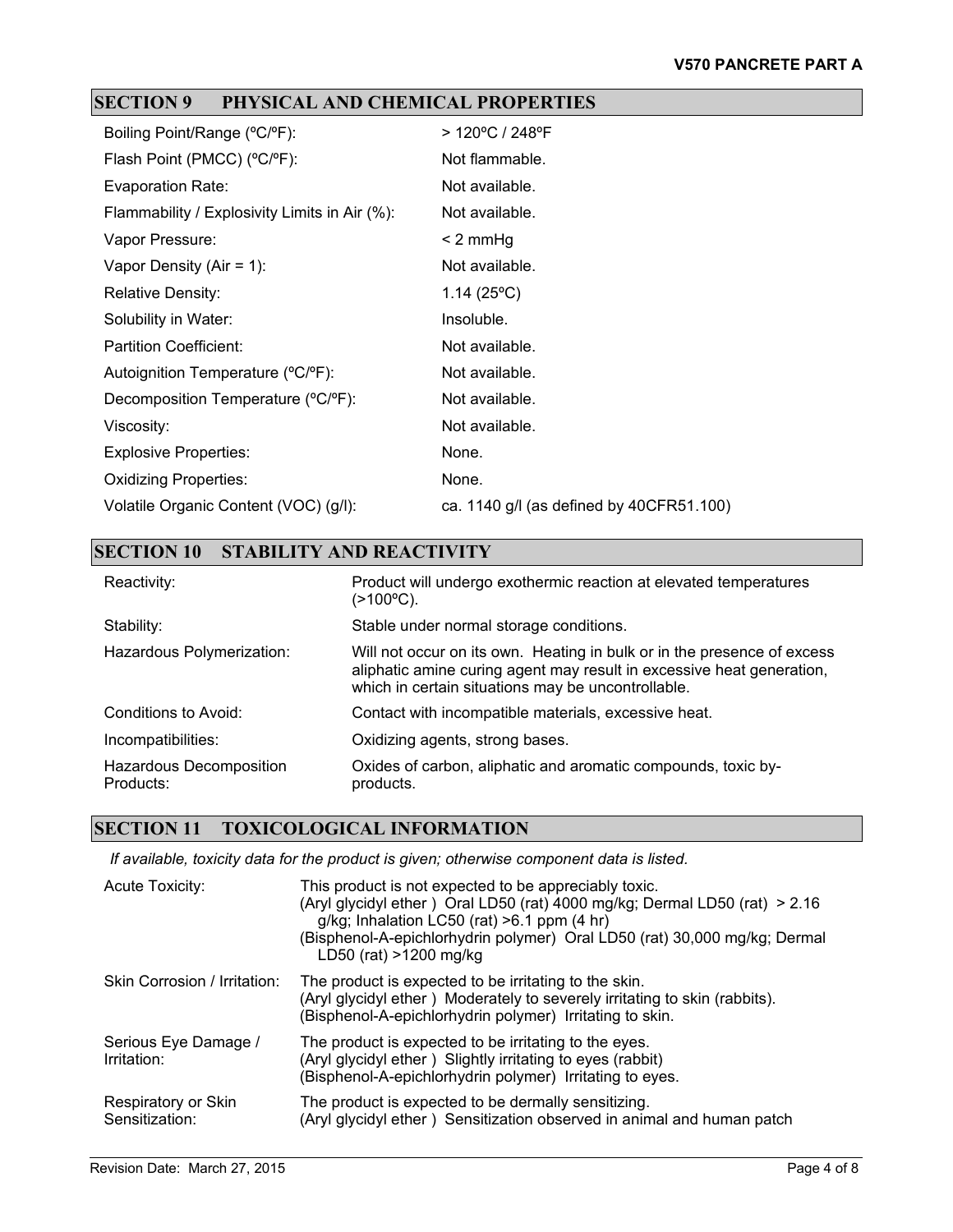## SECTION 9 PHYSICAL AND CHEMICAL PROPERTIES

| | |
|---|---|
| Boiling Point/Range (ºC/ºF): | > 120ºC / 248ºF |
| Flash Point (PMCC) (ºC/ºF): | Not flammable. |
| Evaporation Rate: | Not available. |
| Flammability / Explosivity Limits in Air (%): | Not available. |
| Vapor Pressure: | < 2 mmHg |
| Vapor Density (Air = 1): | Not available. |
| Relative Density: | 1.14 (25ºC) |
| Solubility in Water: | Insoluble. |
| Partition Coefficient: | Not available. |
| Autoignition Temperature (ºC/ºF): | Not available. |
| Decomposition Temperature (ºC/ºF): | Not available. |
| Viscosity: | Not available. |
| Explosive Properties: | None. |
| Oxidizing Properties: | None. |
| Volatile Organic Content (VOC) (g/l): | ca. 1140 g/l (as defined by 40CFR51.100) |

## SECTION 10 STABILITY AND REACTIVITY

| | |
|---|---|
| Reactivity: | Product will undergo exothermic reaction at elevated temperatures (>100ºC). |
| Stability: | Stable under normal storage conditions. |
| Hazardous Polymerization: | Will not occur on its own. Heating in bulk or in the presence of excess aliphatic amine curing agent may result in excessive heat generation, which in certain situations may be uncontrollable. |
| Conditions to Avoid: | Contact with incompatible materials, excessive heat. |
| Incompatibilities: | Oxidizing agents, strong bases. |
| Hazardous Decomposition Products: | Oxides of carbon, aliphatic and aromatic compounds, toxic by-products. |

## SECTION 11 TOXICOLOGICAL INFORMATION

*If available, toxicity data for the product is given; otherwise component data is listed.*

| | |
|---|---|
| Acute Toxicity: | This product is not expected to be appreciably toxic.<br>(Aryl glycidyl ether ) Oral LD50 (rat) 4000 mg/kg; Dermal LD50 (rat) > 2.16 g/kg; Inhalation LC50 (rat) >6.1 ppm (4 hr)<br>(Bisphenol-A-epichlorhydrin polymer) Oral LD50 (rat) 30,000 mg/kg; Dermal LD50 (rat) >1200 mg/kg |
| Skin Corrosion / Irritation: | The product is expected to be irritating to the skin.<br>(Aryl glycidyl ether ) Moderately to severely irritating to skin (rabbits).<br>(Bisphenol-A-epichlorhydrin polymer) Irritating to skin. |
| Serious Eye Damage / Irritation: | The product is expected to be irritating to the eyes.<br>(Aryl glycidyl ether ) Slightly irritating to eyes (rabbit)<br>(Bisphenol-A-epichlorhydrin polymer) Irritating to eyes. |
| Respiratory or Skin Sensitization: | The product is expected to be dermally sensitizing.<br>(Aryl glycidyl ether ) Sensitization observed in animal and human patch |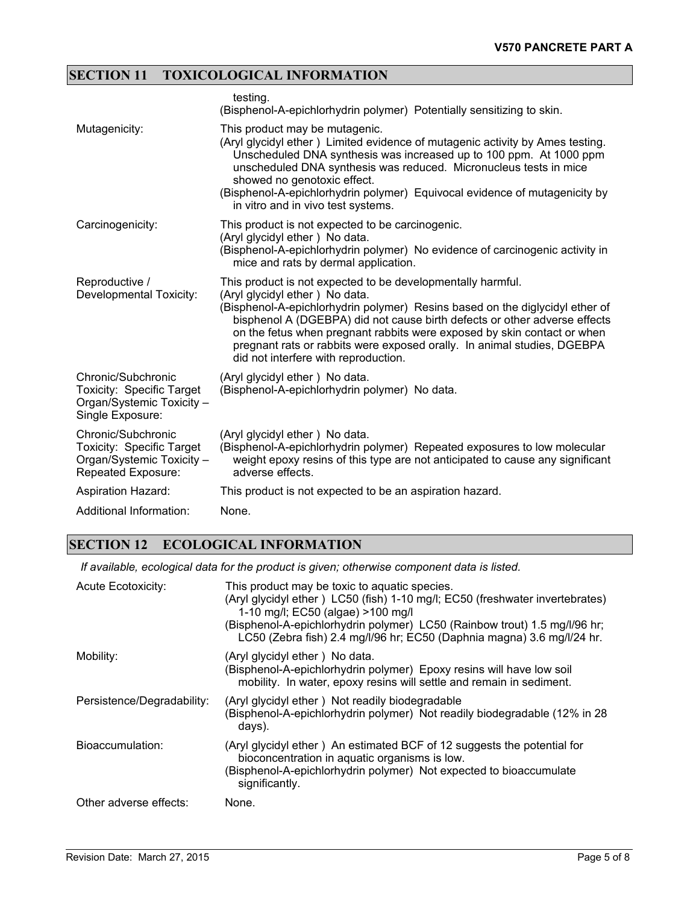## SECTION 11 TOXICOLOGICAL INFORMATION

| | |
|---|---|
| | testing.<br>(Bisphenol-A-epichlorhydrin polymer) Potentially sensitizing to skin. |
| Mutagenicity: | This product may be mutagenic.<br>(Aryl glycidyl ether ) Limited evidence of mutagenic activity by Ames testing. Unscheduled DNA synthesis was increased up to 100 ppm. At 1000 ppm unscheduled DNA synthesis was reduced. Micronucleus tests in mice showed no genotoxic effect.<br>(Bisphenol-A-epichlorhydrin polymer) Equivocal evidence of mutagenicity by in vitro and in vivo test systems. |
| Carcinogenicity: | This product is not expected to be carcinogenic.<br>(Aryl glycidyl ether ) No data.<br>(Bisphenol-A-epichlorhydrin polymer) No evidence of carcinogenic activity in mice and rats by dermal application. |
| Reproductive / Developmental Toxicity: | This product is not expected to be developmentally harmful.<br>(Aryl glycidyl ether ) No data.<br>(Bisphenol-A-epichlorhydrin polymer) Resins based on the diglycidyl ether of bisphenol A (DGEBPA) did not cause birth defects or other adverse effects on the fetus when pregnant rabbits were exposed by skin contact or when pregnant rats or rabbits were exposed orally. In animal studies, DGEBPA did not interfere with reproduction. |
| Chronic/Subchronic Toxicity: Specific Target Organ/Systemic Toxicity – Single Exposure: | (Aryl glycidyl ether ) No data.<br>(Bisphenol-A-epichlorhydrin polymer) No data. |
| Chronic/Subchronic Toxicity: Specific Target Organ/Systemic Toxicity – Repeated Exposure: | (Aryl glycidyl ether ) No data.<br>(Bisphenol-A-epichlorhydrin polymer) Repeated exposures to low molecular weight epoxy resins of this type are not anticipated to cause any significant adverse effects. |
| Aspiration Hazard: | This product is not expected to be an aspiration hazard. |
| Additional Information: | None. |

## SECTION 12 ECOLOGICAL INFORMATION

*If available, ecological data for the product is given; otherwise component data is listed.*

| | |
|---|---|
| Acute Ecotoxicity: | This product may be toxic to aquatic species.<br>(Aryl glycidyl ether ) LC50 (fish) 1-10 mg/l; EC50 (freshwater invertebrates) 1-10 mg/l; EC50 (algae) >100 mg/l<br>(Bisphenol-A-epichlorhydrin polymer) LC50 (Rainbow trout) 1.5 mg/l/96 hr; LC50 (Zebra fish) 2.4 mg/l/96 hr; EC50 (Daphnia magna) 3.6 mg/l/24 hr. |
| Mobility: | (Aryl glycidyl ether ) No data.<br>(Bisphenol-A-epichlorhydrin polymer) Epoxy resins will have low soil mobility. In water, epoxy resins will settle and remain in sediment. |
| Persistence/Degradability: | (Aryl glycidyl ether ) Not readily biodegradable<br>(Bisphenol-A-epichlorhydrin polymer) Not readily biodegradable (12% in 28 days). |
| Bioaccumulation: | (Aryl glycidyl ether ) An estimated BCF of 12 suggests the potential for bioconcentration in aquatic organisms is low.<br>(Bisphenol-A-epichlorhydrin polymer) Not expected to bioaccumulate significantly. |
| Other adverse effects: | None. |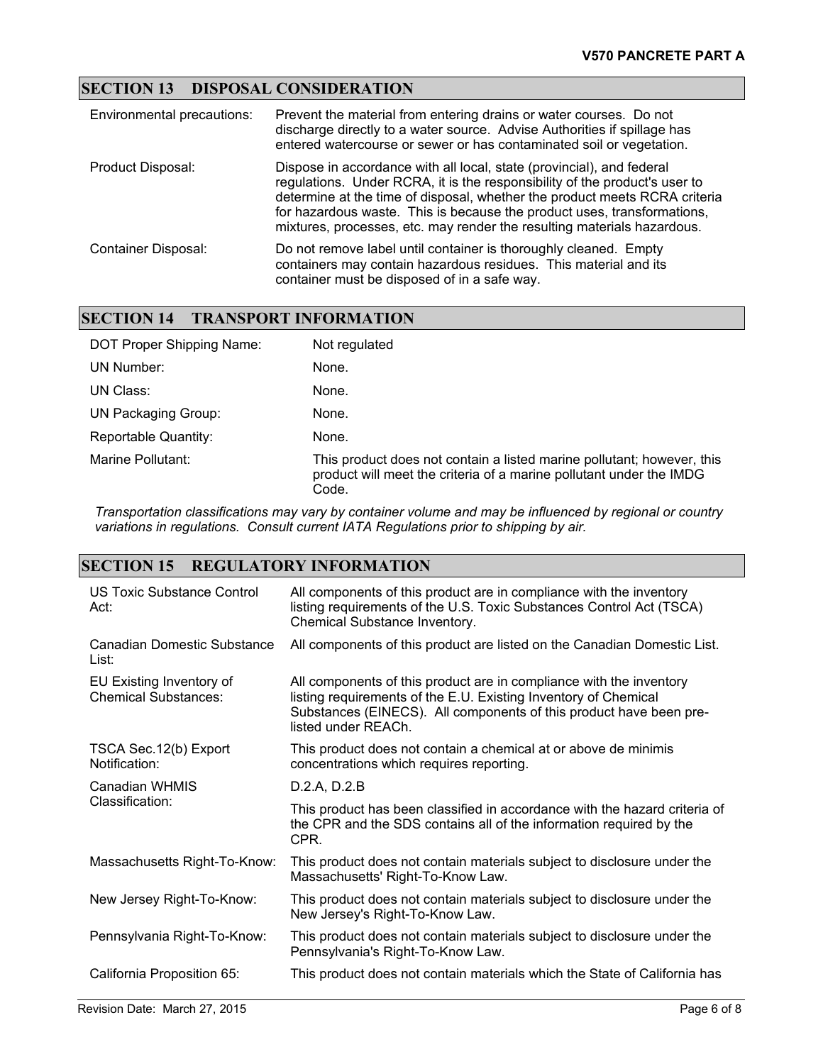## SECTION 13 DISPOSAL CONSIDERATION

| | |
|---|---|
| Environmental precautions: | Prevent the material from entering drains or water courses. Do not discharge directly to a water source. Advise Authorities if spillage has entered watercourse or sewer or has contaminated soil or vegetation. |
| Product Disposal: | Dispose in accordance with all local, state (provincial), and federal regulations. Under RCRA, it is the responsibility of the product's user to determine at the time of disposal, whether the product meets RCRA criteria for hazardous waste. This is because the product uses, transformations, mixtures, processes, etc. may render the resulting materials hazardous. |
| Container Disposal: | Do not remove label until container is thoroughly cleaned. Empty containers may contain hazardous residues. This material and its container must be disposed of in a safe way. |

## SECTION 14 TRANSPORT INFORMATION

| | |
|---|---|
| DOT Proper Shipping Name: | Not regulated |
| UN Number: | None. |
| UN Class: | None. |
| UN Packaging Group: | None. |
| Reportable Quantity: | None. |
| Marine Pollutant: | This product does not contain a listed marine pollutant; however, this product will meet the criteria of a marine pollutant under the IMDG Code. |

*Transportation classifications may vary by container volume and may be influenced by regional or country variations in regulations. Consult current IATA Regulations prior to shipping by air.*

## SECTION 15 REGULATORY INFORMATION

| | |
|---|---|
| US Toxic Substance Control Act: | All components of this product are in compliance with the inventory listing requirements of the U.S. Toxic Substances Control Act (TSCA) Chemical Substance Inventory. |
| Canadian Domestic Substance List: | All components of this product are listed on the Canadian Domestic List. |
| EU Existing Inventory of Chemical Substances: | All components of this product are in compliance with the inventory listing requirements of the E.U. Existing Inventory of Chemical Substances (EINECS). All components of this product have been pre-listed under REACh. |
| TSCA Sec.12(b) Export Notification: | This product does not contain a chemical at or above de minimis concentrations which requires reporting. |
| Canadian WHMIS Classification: | D.2.A, D.2.B<br>This product has been classified in accordance with the hazard criteria of the CPR and the SDS contains all of the information required by the CPR. |
| Massachusetts Right-To-Know: | This product does not contain materials subject to disclosure under the Massachusetts' Right-To-Know Law. |
| New Jersey Right-To-Know: | This product does not contain materials subject to disclosure under the New Jersey's Right-To-Know Law. |
| Pennsylvania Right-To-Know: | This product does not contain materials subject to disclosure under the Pennsylvania's Right-To-Know Law. |
| California Proposition 65: | This product does not contain materials which the State of California has |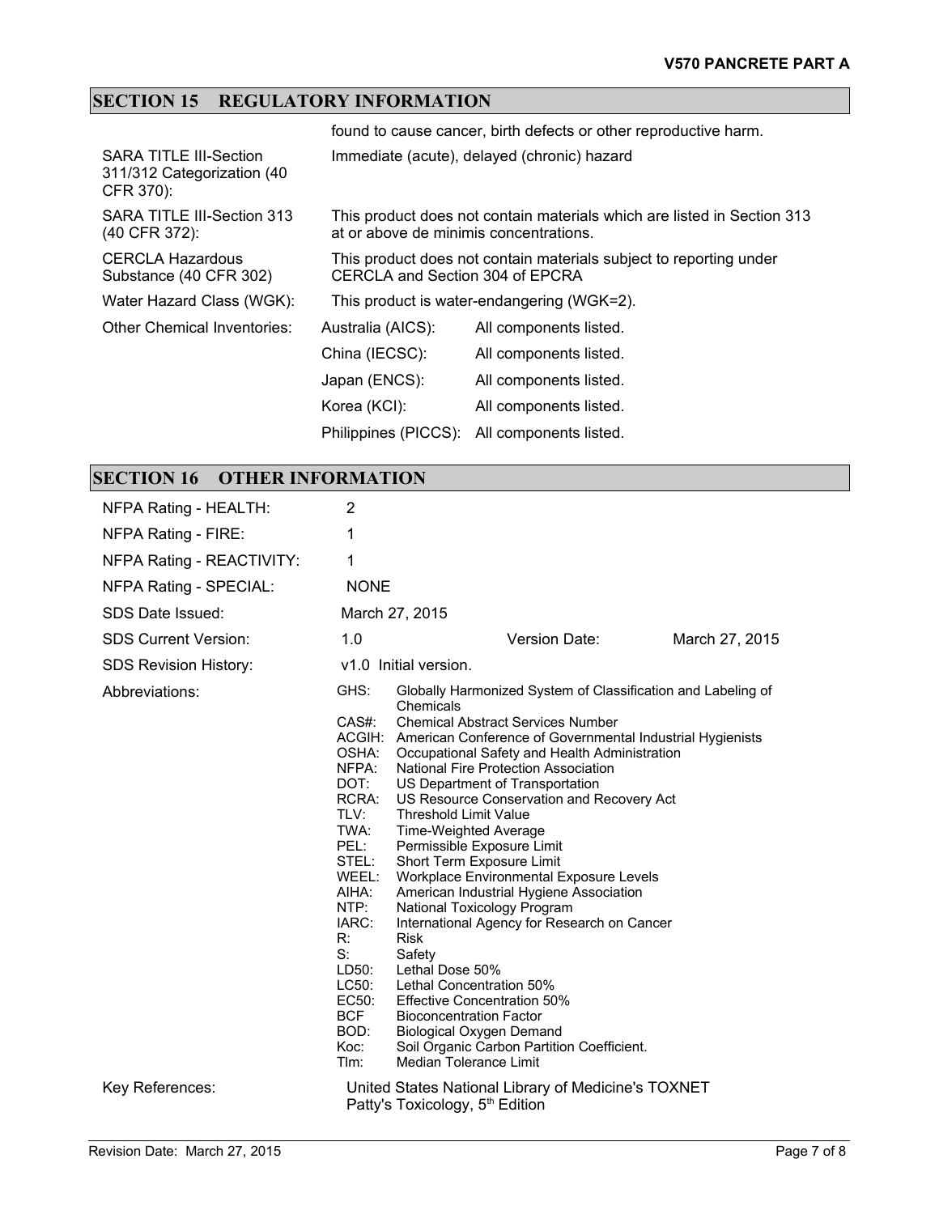## SECTION 15 REGULATORY INFORMATION

found to cause cancer, birth defects or other reproductive harm.

| | |
|---|---|
| SARA TITLE III-Section 311/312 Categorization (40 CFR 370): | Immediate (acute), delayed (chronic) hazard |
| SARA TITLE III-Section 313 (40 CFR 372): | This product does not contain materials which are listed in Section 313 at or above de minimis concentrations. |
| CERCLA Hazardous Substance (40 CFR 302) | This product does not contain materials subject to reporting under CERCLA and Section 304 of EPCRA |
| Water Hazard Class (WGK): | This product is water-endangering (WGK=2). |

Other Chemical Inventories:

| | |
|---|---|
| Australia (AICS): | All components listed. |
| China (IECSC): | All components listed. |
| Japan (ENCS): | All components listed. |
| Korea (KCI): | All components listed. |
| Philippines (PICCS): | All components listed. |

## SECTION 16 OTHER INFORMATION

| | | | |
|---|---|---|---|
| NFPA Rating - HEALTH: | 2 | | |
| NFPA Rating - FIRE: | 1 | | |
| NFPA Rating - REACTIVITY: | 1 | | |
| NFPA Rating - SPECIAL: | NONE | | |
| SDS Date Issued: | March 27, 2015 | | |
| SDS Current Version: | 1.0 | Version Date: | March 27, 2015 |
| SDS Revision History: | v1.0 Initial version. | | |

Abbreviations:

- GHS: Globally Harmonized System of Classification and Labeling of Chemicals
- CAS#: Chemical Abstract Services Number
- ACGIH: American Conference of Governmental Industrial Hygienists
- OSHA: Occupational Safety and Health Administration
- NFPA: National Fire Protection Association
- DOT: US Department of Transportation
- RCRA: US Resource Conservation and Recovery Act
- TLV: Threshold Limit Value
- TWA: Time-Weighted Average
- PEL: Permissible Exposure Limit
- STEL: Short Term Exposure Limit
- WEEL: Workplace Environmental Exposure Levels
- AIHA: American Industrial Hygiene Association
- NTP: National Toxicology Program
- IARC: International Agency for Research on Cancer
- R: Risk
- S: Safety
- LD50: Lethal Dose 50%
- LC50: Lethal Concentration 50%
- EC50: Effective Concentration 50%
- BCF Bioconcentration Factor
- BOD: Biological Oxygen Demand
- Koc: Soil Organic Carbon Partition Coefficient.
- Tlm: Median Tolerance Limit

Key References:

United States National Library of Medicine's TOXNET
Patty's Toxicology, 5th Edition

Revision Date: March 27, 2015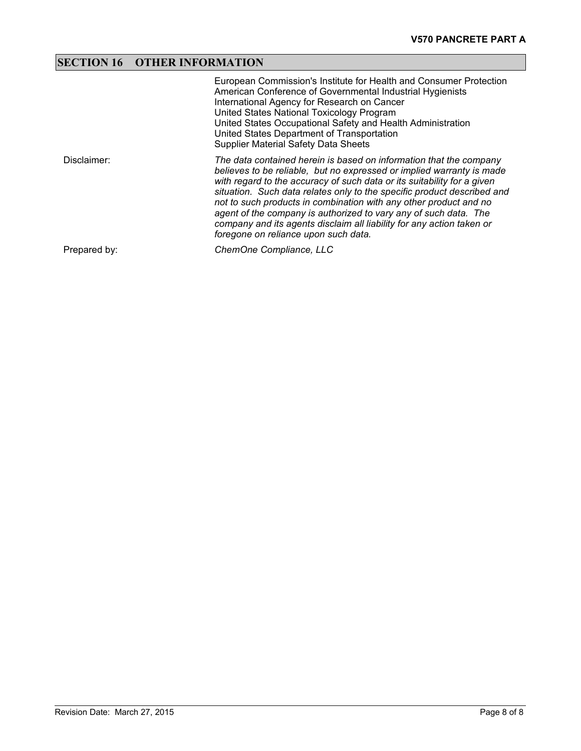## SECTION 16 OTHER INFORMATION

European Commission's Institute for Health and Consumer Protection
American Conference of Governmental Industrial Hygienists
International Agency for Research on Cancer
United States National Toxicology Program
United States Occupational Safety and Health Administration
United States Department of Transportation
Supplier Material Safety Data Sheets

Disclaimer: *The data contained herein is based on information that the company believes to be reliable, but no expressed or implied warranty is made with regard to the accuracy of such data or its suitability for a given situation. Such data relates only to the specific product described and not to such products in combination with any other product and no agent of the company is authorized to vary any of such data. The company and its agents disclaim all liability for any action taken or foregone on reliance upon such data.*

Prepared by: *ChemOne Compliance, LLC*